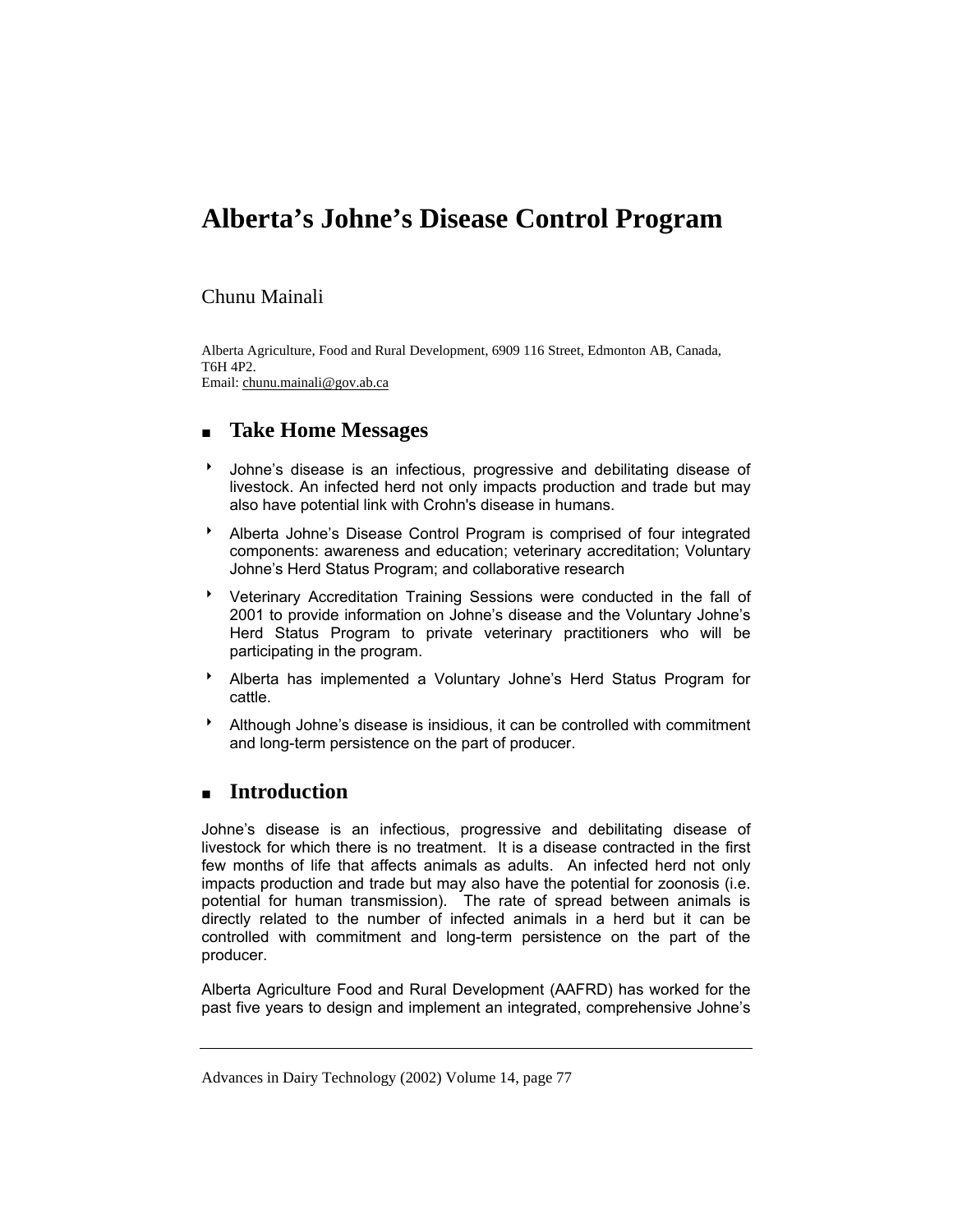# Alberta's Johne's Disease Control Program

Chunu Mainali

Alberta Agriculture, Food and Rural Development, 6909 116 Street, Edmonton AB, Canada, T6H 4P2.
Email: chunu.mainali@gov.ab.ca

## Take Home Messages

- Johne's disease is an infectious, progressive and debilitating disease of livestock. An infected herd not only impacts production and trade but may also have potential link with Crohn's disease in humans.
- Alberta Johne's Disease Control Program is comprised of four integrated components: awareness and education; veterinary accreditation; Voluntary Johne's Herd Status Program; and collaborative research
- Veterinary Accreditation Training Sessions were conducted in the fall of 2001 to provide information on Johne's disease and the Voluntary Johne's Herd Status Program to private veterinary practitioners who will be participating in the program.
- Alberta has implemented a Voluntary Johne's Herd Status Program for cattle.
- Although Johne's disease is insidious, it can be controlled with commitment and long-term persistence on the part of producer.

## Introduction

Johne's disease is an infectious, progressive and debilitating disease of livestock for which there is no treatment. It is a disease contracted in the first few months of life that affects animals as adults. An infected herd not only impacts production and trade but may also have the potential for zoonosis (i.e. potential for human transmission). The rate of spread between animals is directly related to the number of infected animals in a herd but it can be controlled with commitment and long-term persistence on the part of the producer.

Alberta Agriculture Food and Rural Development (AAFRD) has worked for the past five years to design and implement an integrated, comprehensive Johne's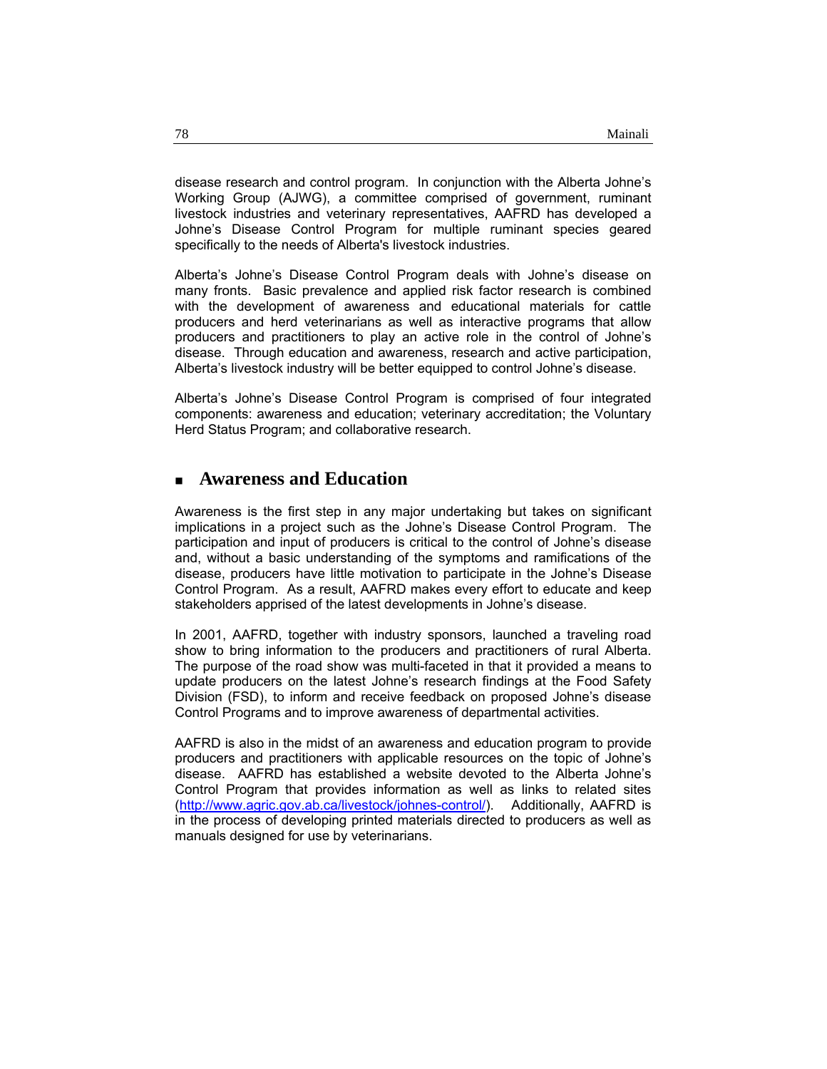disease research and control program. In conjunction with the Alberta Johne's Working Group (AJWG), a committee comprised of government, ruminant livestock industries and veterinary representatives, AAFRD has developed a Johne's Disease Control Program for multiple ruminant species geared specifically to the needs of Alberta's livestock industries.

Alberta's Johne's Disease Control Program deals with Johne's disease on many fronts. Basic prevalence and applied risk factor research is combined with the development of awareness and educational materials for cattle producers and herd veterinarians as well as interactive programs that allow producers and practitioners to play an active role in the control of Johne's disease. Through education and awareness, research and active participation, Alberta's livestock industry will be better equipped to control Johne's disease.

Alberta's Johne's Disease Control Program is comprised of four integrated components: awareness and education; veterinary accreditation; the Voluntary Herd Status Program; and collaborative research.

## Awareness and Education

Awareness is the first step in any major undertaking but takes on significant implications in a project such as the Johne's Disease Control Program. The participation and input of producers is critical to the control of Johne's disease and, without a basic understanding of the symptoms and ramifications of the disease, producers have little motivation to participate in the Johne's Disease Control Program. As a result, AAFRD makes every effort to educate and keep stakeholders apprised of the latest developments in Johne's disease.

In 2001, AAFRD, together with industry sponsors, launched a traveling road show to bring information to the producers and practitioners of rural Alberta. The purpose of the road show was multi-faceted in that it provided a means to update producers on the latest Johne's research findings at the Food Safety Division (FSD), to inform and receive feedback on proposed Johne's disease Control Programs and to improve awareness of departmental activities.

AAFRD is also in the midst of an awareness and education program to provide producers and practitioners with applicable resources on the topic of Johne's disease. AAFRD has established a website devoted to the Alberta Johne's Control Program that provides information as well as links to related sites (http://www.agric.gov.ab.ca/livestock/johnes-control/). Additionally, AAFRD is in the process of developing printed materials directed to producers as well as manuals designed for use by veterinarians.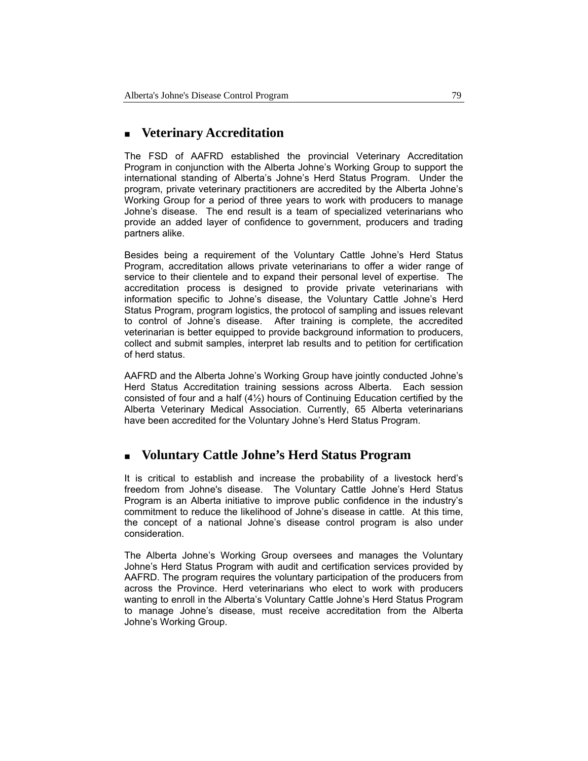## Veterinary Accreditation

The FSD of AAFRD established the provincial Veterinary Accreditation Program in conjunction with the Alberta Johne's Working Group to support the international standing of Alberta's Johne's Herd Status Program. Under the program, private veterinary practitioners are accredited by the Alberta Johne's Working Group for a period of three years to work with producers to manage Johne's disease. The end result is a team of specialized veterinarians who provide an added layer of confidence to government, producers and trading partners alike.

Besides being a requirement of the Voluntary Cattle Johne's Herd Status Program, accreditation allows private veterinarians to offer a wider range of service to their clientele and to expand their personal level of expertise. The accreditation process is designed to provide private veterinarians with information specific to Johne's disease, the Voluntary Cattle Johne's Herd Status Program, program logistics, the protocol of sampling and issues relevant to control of Johne's disease. After training is complete, the accredited veterinarian is better equipped to provide background information to producers, collect and submit samples, interpret lab results and to petition for certification of herd status.

AAFRD and the Alberta Johne's Working Group have jointly conducted Johne's Herd Status Accreditation training sessions across Alberta. Each session consisted of four and a half (4½) hours of Continuing Education certified by the Alberta Veterinary Medical Association. Currently, 65 Alberta veterinarians have been accredited for the Voluntary Johne's Herd Status Program.

## Voluntary Cattle Johne's Herd Status Program

It is critical to establish and increase the probability of a livestock herd's freedom from Johne's disease. The Voluntary Cattle Johne's Herd Status Program is an Alberta initiative to improve public confidence in the industry's commitment to reduce the likelihood of Johne's disease in cattle. At this time, the concept of a national Johne's disease control program is also under consideration.

The Alberta Johne's Working Group oversees and manages the Voluntary Johne's Herd Status Program with audit and certification services provided by AAFRD. The program requires the voluntary participation of the producers from across the Province. Herd veterinarians who elect to work with producers wanting to enroll in the Alberta's Voluntary Cattle Johne's Herd Status Program to manage Johne's disease, must receive accreditation from the Alberta Johne's Working Group.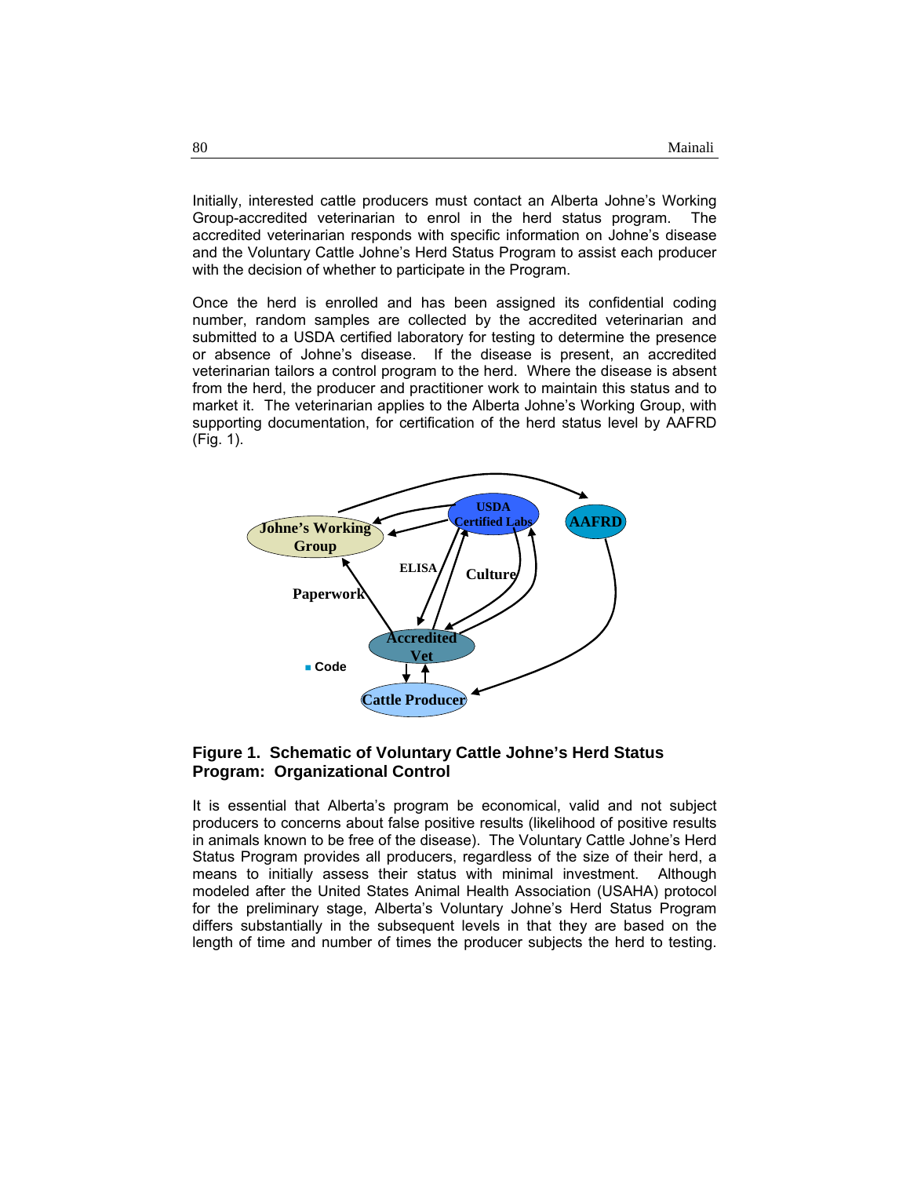Initially, interested cattle producers must contact an Alberta Johne's Working Group-accredited veterinarian to enrol in the herd status program. The accredited veterinarian responds with specific information on Johne's disease and the Voluntary Cattle Johne's Herd Status Program to assist each producer with the decision of whether to participate in the Program.

Once the herd is enrolled and has been assigned its confidential coding number, random samples are collected by the accredited veterinarian and submitted to a USDA certified laboratory for testing to determine the presence or absence of Johne's disease. If the disease is present, an accredited veterinarian tailors a control program to the herd. Where the disease is absent from the herd, the producer and practitioner work to maintain this status and to market it. The veterinarian applies to the Alberta Johne's Working Group, with supporting documentation, for certification of the herd status level by AAFRD (Fig. 1).

**Figure 1. Schematic of Voluntary Cattle Johne's Herd Status Program: Organizational Control**

It is essential that Alberta's program be economical, valid and not subject producers to concerns about false positive results (likelihood of positive results in animals known to be free of the disease). The Voluntary Cattle Johne's Herd Status Program provides all producers, regardless of the size of their herd, a means to initially assess their status with minimal investment. Although modeled after the United States Animal Health Association (USAHA) protocol for the preliminary stage, Alberta's Voluntary Johne's Herd Status Program differs substantially in the subsequent levels in that they are based on the length of time and number of times the producer subjects the herd to testing.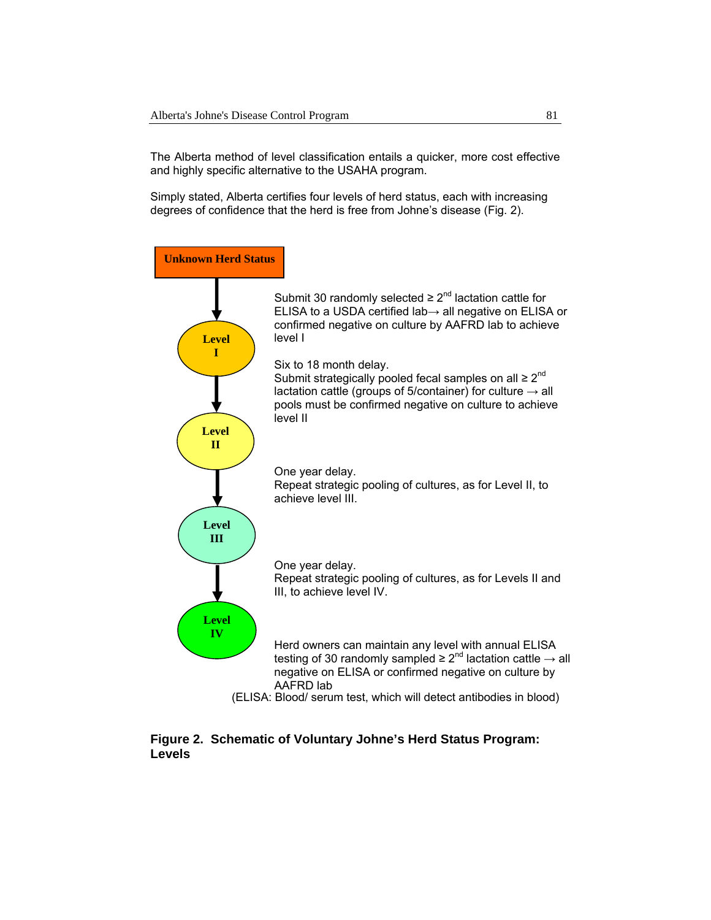The Alberta method of level classification entails a quicker, more cost effective and highly specific alternative to the USAHA program.

Simply stated, Alberta certifies four levels of herd status, each with increasing degrees of confidence that the herd is free from Johne's disease (Fig. 2).

**Unknown Herd Status**

↓

Submit 30 randomly selected ≥ 2nd lactation cattle for ELISA to a USDA certified lab→ all negative on ELISA or confirmed negative on culture by AAFRD lab to achieve level I

**Level I**

↓

Six to 18 month delay.
Submit strategically pooled fecal samples on all ≥ 2nd lactation cattle (groups of 5/container) for culture → all pools must be confirmed negative on culture to achieve level II

**Level II**

↓

One year delay.
Repeat strategic pooling of cultures, as for Level II, to achieve level III.

**Level III**

↓

One year delay.
Repeat strategic pooling of cultures, as for Levels II and III, to achieve level IV.

**Level IV**

Herd owners can maintain any level with annual ELISA testing of 30 randomly sampled ≥ 2nd lactation cattle → all negative on ELISA or confirmed negative on culture by AAFRD lab

(ELISA: Blood/ serum test, which will detect antibodies in blood)

**Figure 2. Schematic of Voluntary Johne's Herd Status Program: Levels**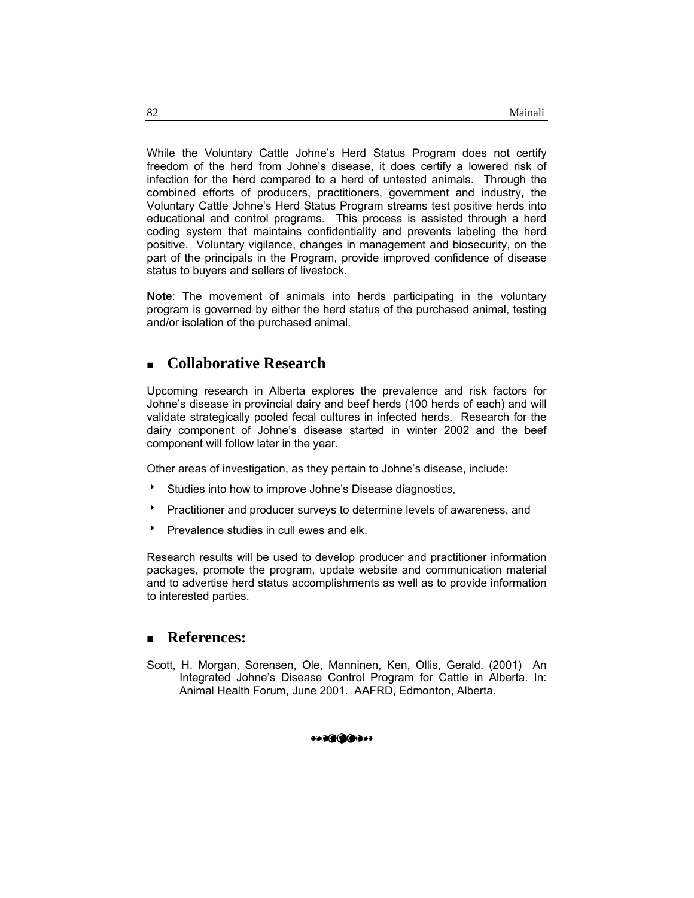While the Voluntary Cattle Johne's Herd Status Program does not certify freedom of the herd from Johne's disease, it does certify a lowered risk of infection for the herd compared to a herd of untested animals. Through the combined efforts of producers, practitioners, government and industry, the Voluntary Cattle Johne's Herd Status Program streams test positive herds into educational and control programs. This process is assisted through a herd coding system that maintains confidentiality and prevents labeling the herd positive. Voluntary vigilance, changes in management and biosecurity, on the part of the principals in the Program, provide improved confidence of disease status to buyers and sellers of livestock.

**Note**: The movement of animals into herds participating in the voluntary program is governed by either the herd status of the purchased animal, testing and/or isolation of the purchased animal.

## Collaborative Research

Upcoming research in Alberta explores the prevalence and risk factors for Johne's disease in provincial dairy and beef herds (100 herds of each) and will validate strategically pooled fecal cultures in infected herds. Research for the dairy component of Johne's disease started in winter 2002 and the beef component will follow later in the year.

Other areas of investigation, as they pertain to Johne's disease, include:

- Studies into how to improve Johne's Disease diagnostics,
- Practitioner and producer surveys to determine levels of awareness, and
- Prevalence studies in cull ewes and elk.

Research results will be used to develop producer and practitioner information packages, promote the program, update website and communication material and to advertise herd status accomplishments as well as to provide information to interested parties.

## References:

Scott, H. Morgan, Sorensen, Ole, Manninen, Ken, Ollis, Gerald. (2001) An Integrated Johne's Disease Control Program for Cattle in Alberta. In: Animal Health Forum, June 2001. AAFRD, Edmonton, Alberta.